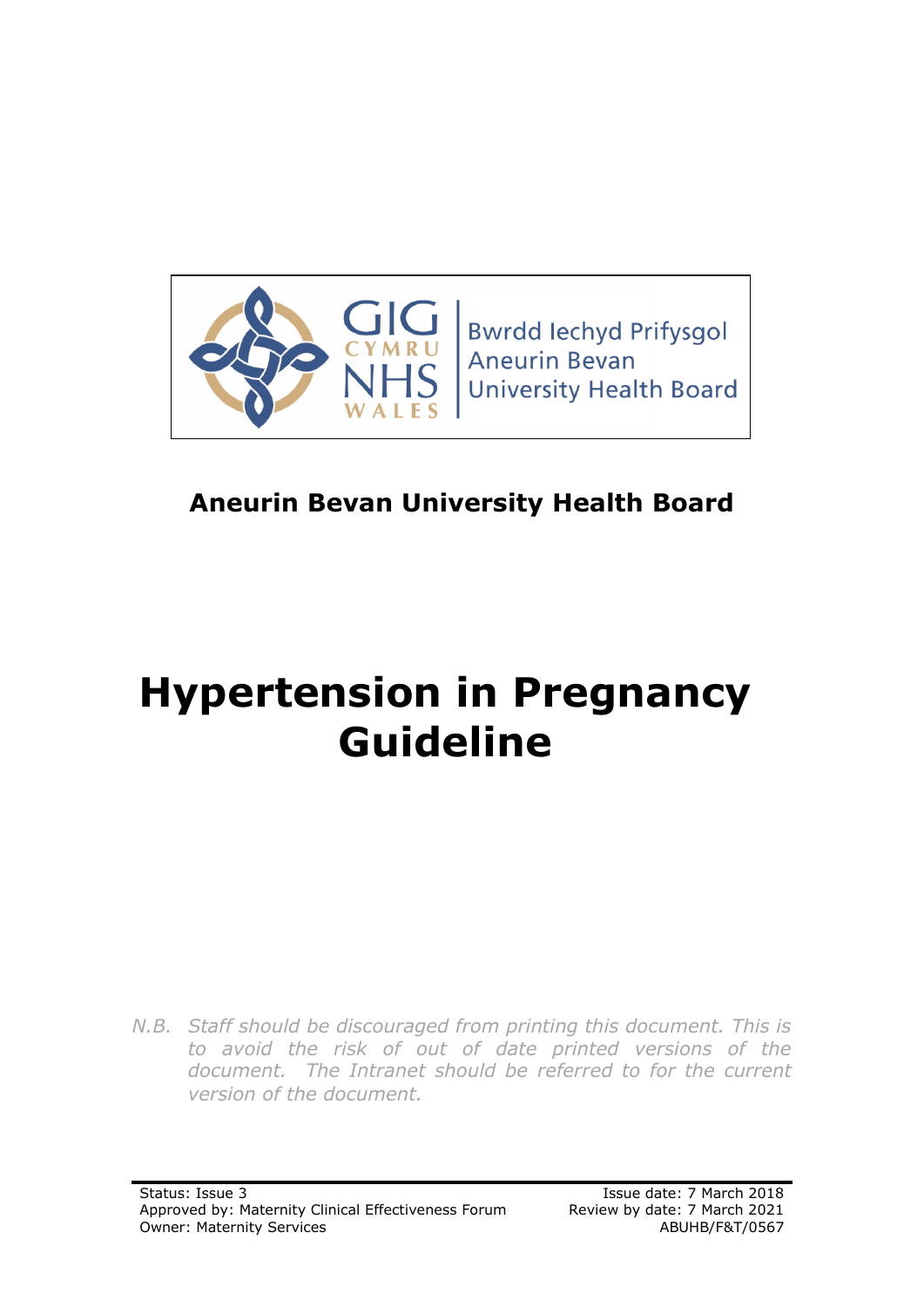Bwrdd Iechyd Prifysgol
Aneurin Bevan
University Health Board

**Aneurin Bevan University Health Board**

# Hypertension in Pregnancy Guideline

*N.B. Staff should be discouraged from printing this document. This is to avoid the risk of out of date printed versions of the document. The Intranet should be referred to for the current version of the document.*

Status: Issue 3
Approved by: Maternity Clinical Effectiveness Forum
Owner: Maternity Services

Issue date: 7 March 2018
Review by date: 7 March 2021
ABUHB/F&T/0567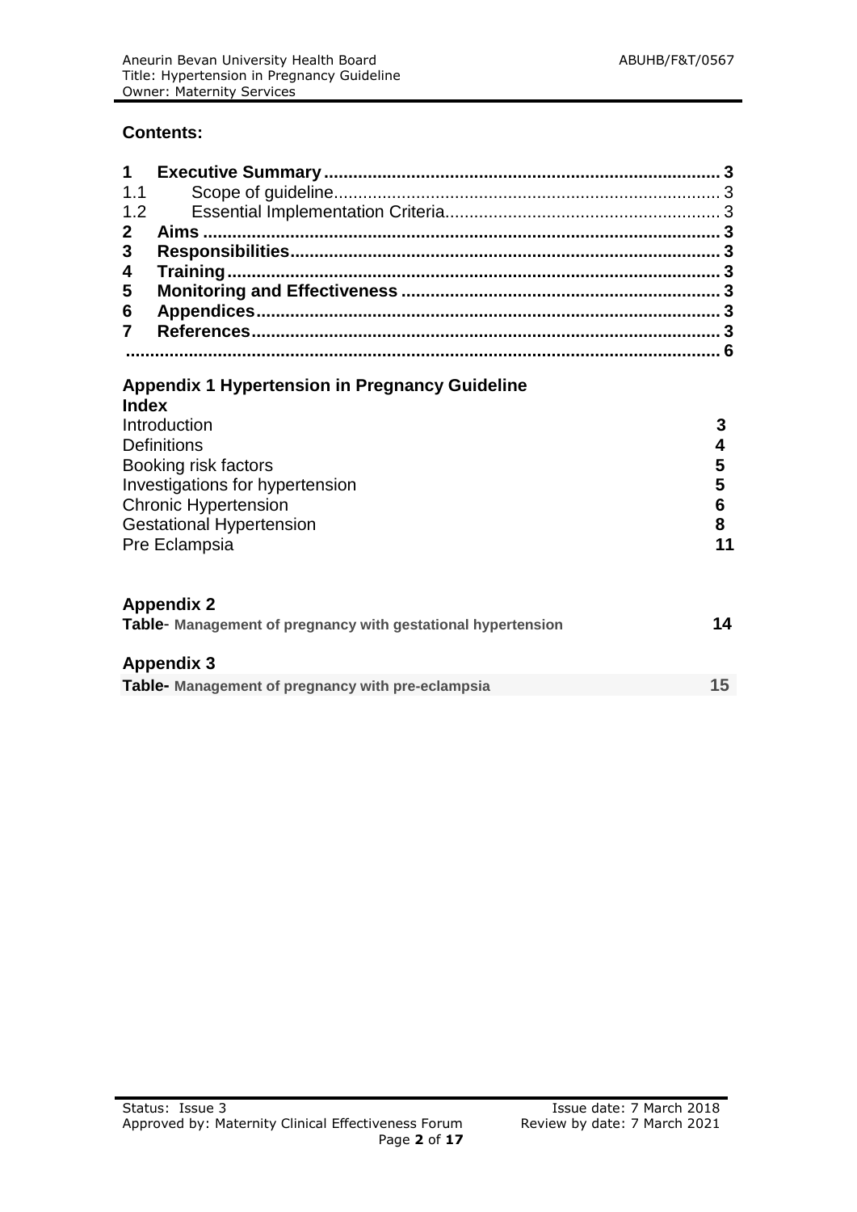## Contents:

| | | |
|---|---|---|
| **1** | **Executive Summary** | **3** |
| 1.1 | Scope of guideline | 3 |
| 1.2 | Essential Implementation Criteria | 3 |
| **2** | **Aims** | **3** |
| **3** | **Responsibilities** | **3** |
| **4** | **Training** | **3** |
| **5** | **Monitoring and Effectiveness** | **3** |
| **6** | **Appendices** | **3** |
| **7** | **References** | **3** |
| | | **6** |

### Appendix 1 Hypertension in Pregnancy Guideline

**Index**

| | |
|---|---|
| Introduction | **3** |
| Definitions | **4** |
| Booking risk factors | **5** |
| Investigations for hypertension | **5** |
| Chronic Hypertension | **6** |
| Gestational Hypertension | **8** |
| Pre Eclampsia | **11** |

### Appendix 2

| | |
|---|---|
| **Table**- **Management of pregnancy with gestational hypertension** | **14** |

### Appendix 3

| | |
|---|---|
| **Table- Management of pregnancy with pre-eclampsia** | **15** |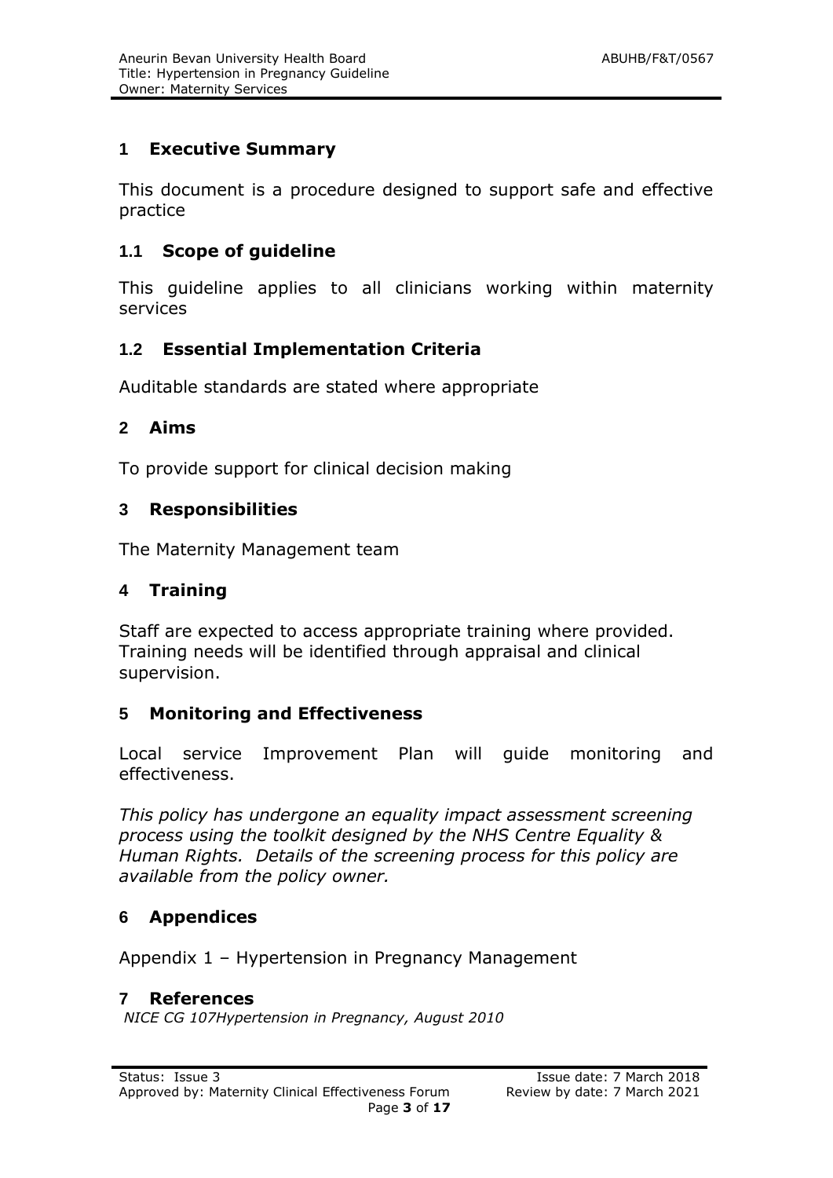## 1 Executive Summary

This document is a procedure designed to support safe and effective practice

### 1.1 Scope of guideline

This guideline applies to all clinicians working within maternity services

### 1.2 Essential Implementation Criteria

Auditable standards are stated where appropriate

## 2 Aims

To provide support for clinical decision making

## 3 Responsibilities

The Maternity Management team

## 4 Training

Staff are expected to access appropriate training where provided. Training needs will be identified through appraisal and clinical supervision.

## 5 Monitoring and Effectiveness

Local service Improvement Plan will guide monitoring and effectiveness.

*This policy has undergone an equality impact assessment screening process using the toolkit designed by the NHS Centre Equality & Human Rights. Details of the screening process for this policy are available from the policy owner.*

## 6 Appendices

Appendix 1 – Hypertension in Pregnancy Management

## 7 References

*NICE CG 107Hypertension in Pregnancy, August 2010*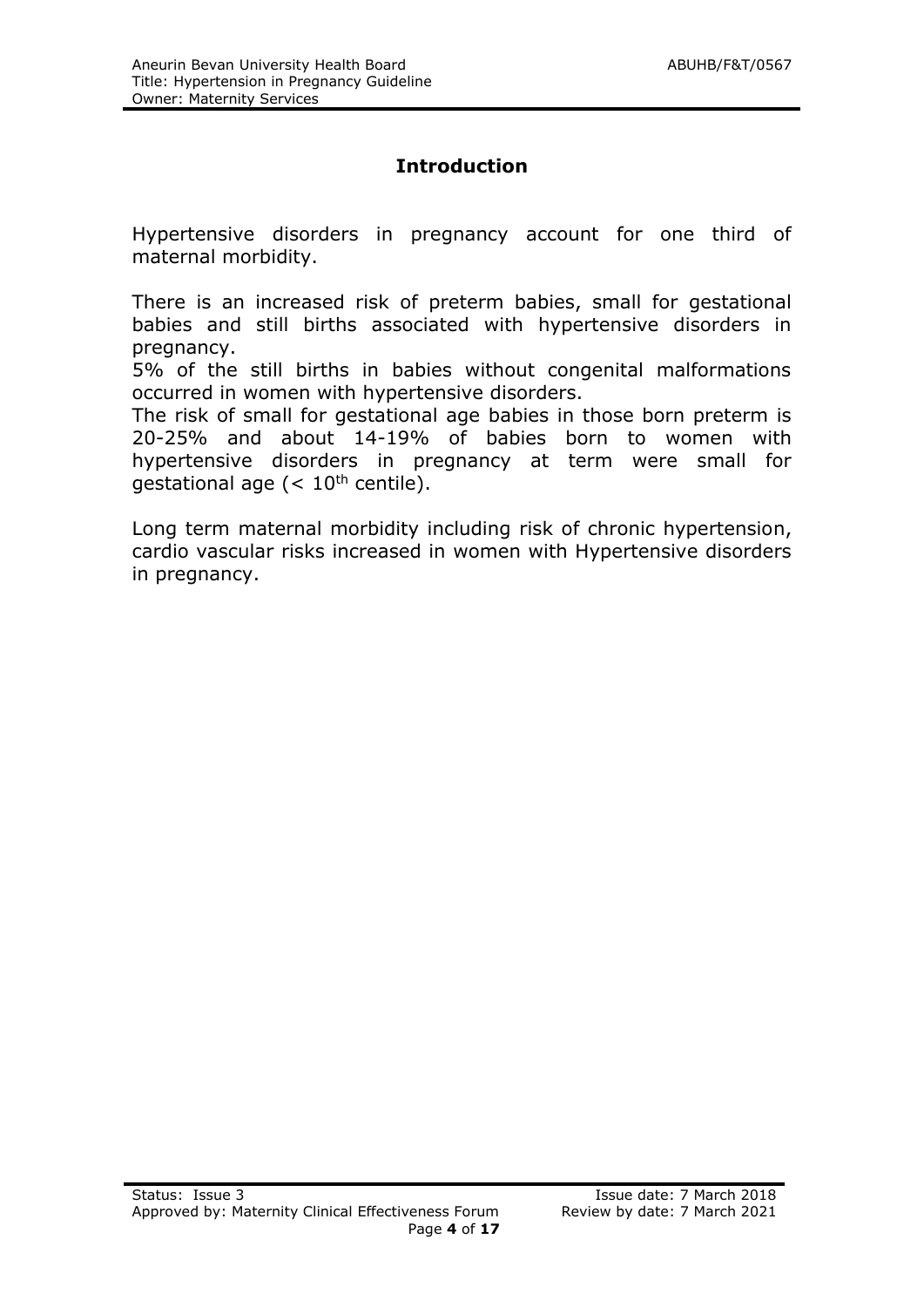## Introduction

Hypertensive disorders in pregnancy account for one third of maternal morbidity.

There is an increased risk of preterm babies, small for gestational babies and still births associated with hypertensive disorders in pregnancy.
5% of the still births in babies without congenital malformations occurred in women with hypertensive disorders.
The risk of small for gestational age babies in those born preterm is 20-25% and about 14-19% of babies born to women with hypertensive disorders in pregnancy at term were small for gestational age (< $10^{th}$ centile).

Long term maternal morbidity including risk of chronic hypertension, cardio vascular risks increased in women with Hypertensive disorders in pregnancy.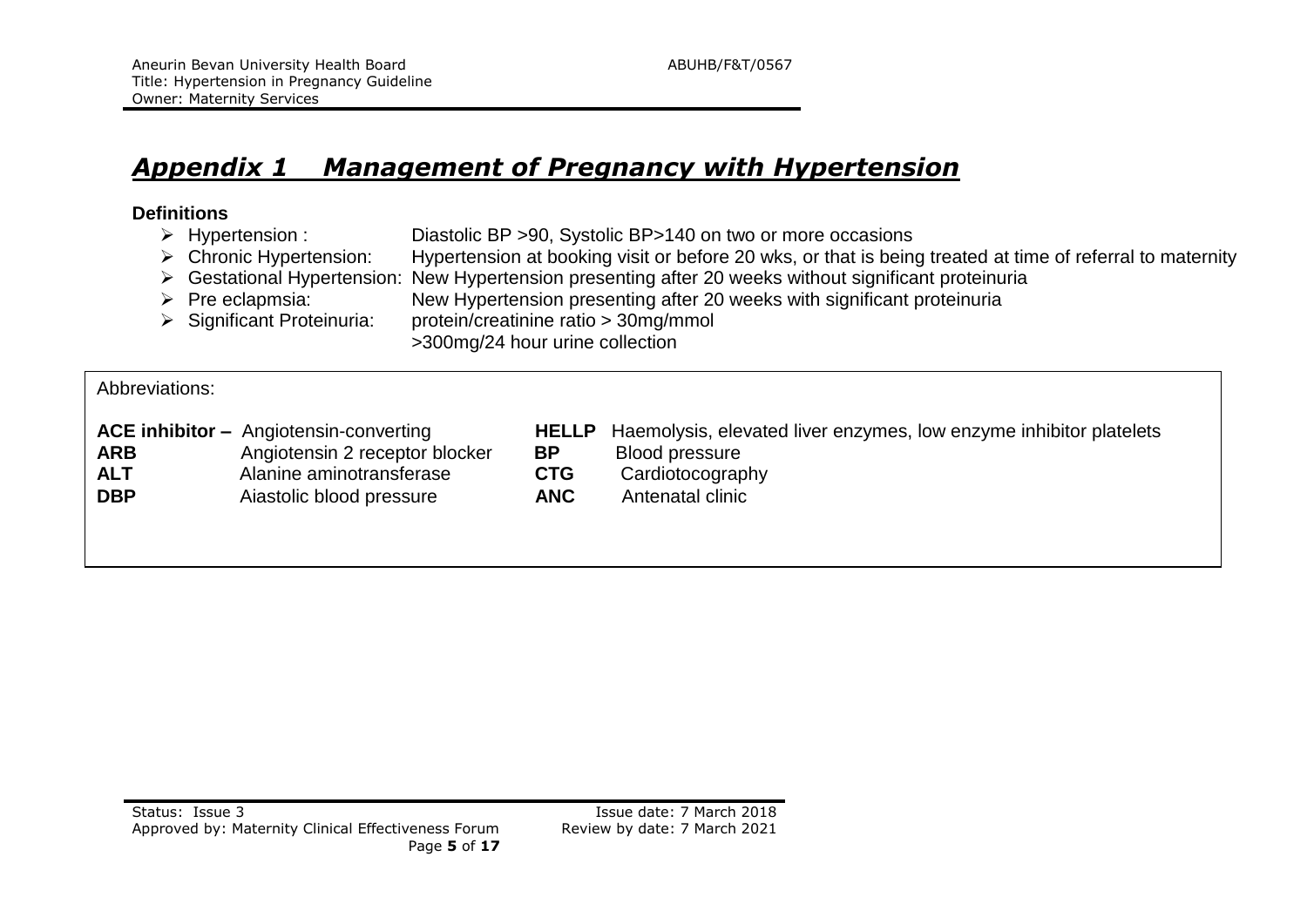# *Appendix 1 Management of Pregnancy with Hypertension*

**Definitions**

- Hypertension : Diastolic BP >90, Systolic BP>140 on two or more occasions
- Chronic Hypertension: Hypertension at booking visit or before 20 wks, or that is being treated at time of referral to maternity
- Gestational Hypertension: New Hypertension presenting after 20 weeks without significant proteinuria
- Pre eclapmsia: New Hypertension presenting after 20 weeks with significant proteinuria
- Significant Proteinuria: protein/creatinine ratio > 30mg/mmol
  >300mg/24 hour urine collection

Abbreviations:

| | | | |
|---|---|---|---|
| **ACE inhibitor –** | Angiotensin-converting | **HELLP** | Haemolysis, elevated liver enzymes, low enzyme inhibitor platelets |
| **ARB** | Angiotensin 2 receptor blocker | **BP** | Blood pressure |
| **ALT** | Alanine aminotransferase | **CTG** | Cardiotocography |
| **DBP** | Aiastolic blood pressure | **ANC** | Antenatal clinic |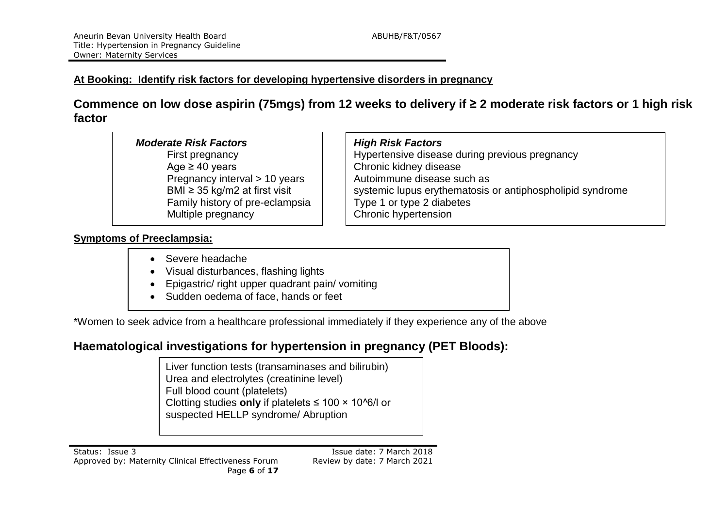**At Booking: Identify risk factors for developing hypertensive disorders in pregnancy**

## Commence on low dose aspirin (75mgs) from 12 weeks to delivery if ≥ 2 moderate risk factors or 1 high risk factor

| ***Moderate Risk Factors*** | ***High Risk Factors*** |
|---|---|
| First pregnancy | Hypertensive disease during previous pregnancy |
| Age ≥ 40 years | Chronic kidney disease |
| Pregnancy interval > 10 years | Autoimmune disease such as systemic lupus erythematosis or antiphospholipid syndrome |
| BMI ≥ 35 kg/m2 at first visit | Type 1 or type 2 diabetes |
| Family history of pre-eclampsia | Chronic hypertension |
| Multiple pregnancy | |

**Symptoms of Preeclampsia:**

- Severe headache
- Visual disturbances, flashing lights
- Epigastric/ right upper quadrant pain/ vomiting
- Sudden oedema of face, hands or feet

*Women to seek advice from a healthcare professional immediately if they experience any of the above

## Haematological investigations for hypertension in pregnancy (PET Bloods):

Liver function tests (transaminases and bilirubin)
Urea and electrolytes (creatinine level)
Full blood count (platelets)
Clotting studies **only** if platelets ≤ 100 × 10^6/l or suspected HELLP syndrome/ Abruption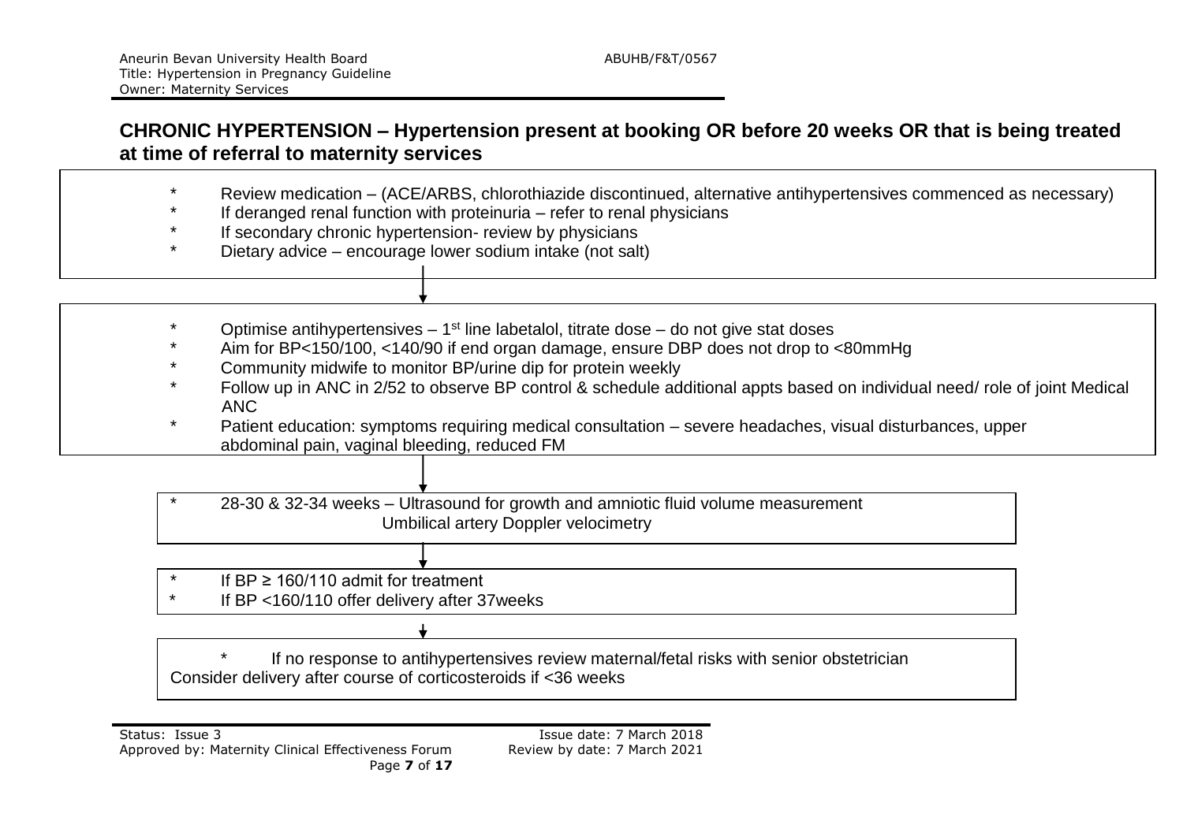## CHRONIC HYPERTENSION – Hypertension present at booking OR before 20 weeks OR that is being treated at time of referral to maternity services

- Review medication – (ACE/ARBS, chlorothiazide discontinued, alternative antihypertensives commenced as necessary)
- If deranged renal function with proteinuria – refer to renal physicians
- If secondary chronic hypertension- review by physicians
- Dietary advice – encourage lower sodium intake (not salt)

↓

- Optimise antihypertensives – 1st line labetalol, titrate dose – do not give stat doses
- Aim for BP<150/100, <140/90 if end organ damage, ensure DBP does not drop to <80mmHg
- Community midwife to monitor BP/urine dip for protein weekly
- Follow up in ANC in 2/52 to observe BP control & schedule additional appts based on individual need/ role of joint Medical ANC
- Patient education: symptoms requiring medical consultation – severe headaches, visual disturbances, upper abdominal pain, vaginal bleeding, reduced FM

↓

- 28-30 & 32-34 weeks – Ultrasound for growth and amniotic fluid volume measurement
  Umbilical artery Doppler velocimetry

↓

- If BP ≥ 160/110 admit for treatment
- If BP <160/110 offer delivery after 37weeks

↓

- If no response to antihypertensives review maternal/fetal risks with senior obstetrician
  Consider delivery after course of corticosteroids if <36 weeks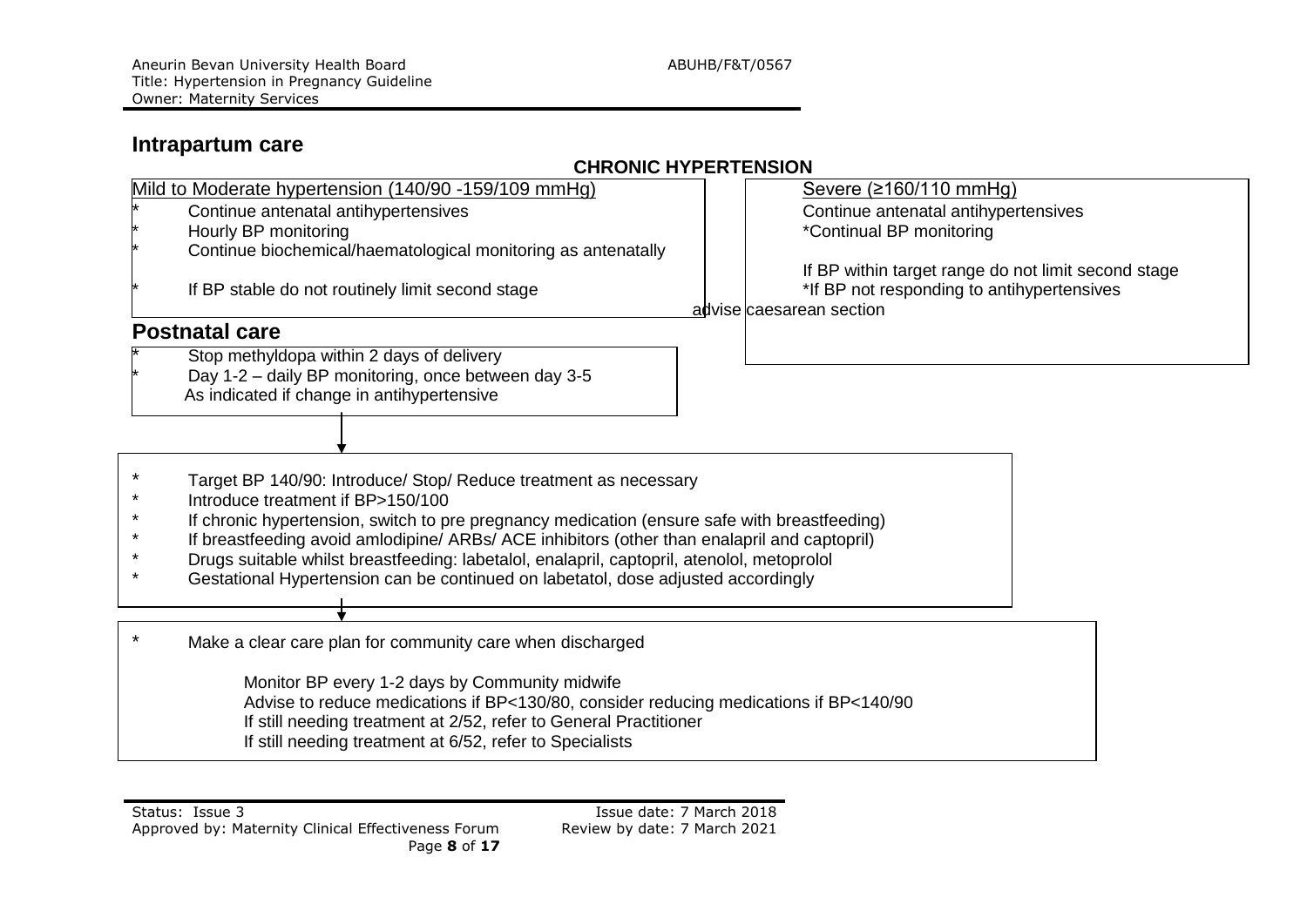## Intrapartum care

### CHRONIC HYPERTENSION

**Mild to Moderate hypertension (140/90 -159/109 mmHg)**

* Continue antenatal antihypertensives
* Hourly BP monitoring
* Continue biochemical/haematological monitoring as antenatally
* If BP stable do not routinely limit second stage

**Severe (≥160/110 mmHg)**

Continue antenatal antihypertensives

*Continual BP monitoring

If BP within target range do not limit second stage

*If BP not responding to antihypertensives advise caesarean section

## Postnatal care

* Stop methyldopa within 2 days of delivery
* Day 1-2 – daily BP monitoring, once between day 3-5
  As indicated if change in antihypertensive

↓

* Target BP 140/90: Introduce/ Stop/ Reduce treatment as necessary
* Introduce treatment if BP>150/100
* If chronic hypertension, switch to pre pregnancy medication (ensure safe with breastfeeding)
* If breastfeeding avoid amlodipine/ ARBs/ ACE inhibitors (other than enalapril and captopril)
* Drugs suitable whilst breastfeeding: labetalol, enalapril, captopril, atenolol, metoprolol
* Gestational Hypertension can be continued on labetatol, dose adjusted accordingly

↓

* Make a clear care plan for community care when discharged

  Monitor BP every 1-2 days by Community midwife
  Advise to reduce medications if BP<130/80, consider reducing medications if BP<140/90
  If still needing treatment at 2/52, refer to General Practitioner
  If still needing treatment at 6/52, refer to Specialists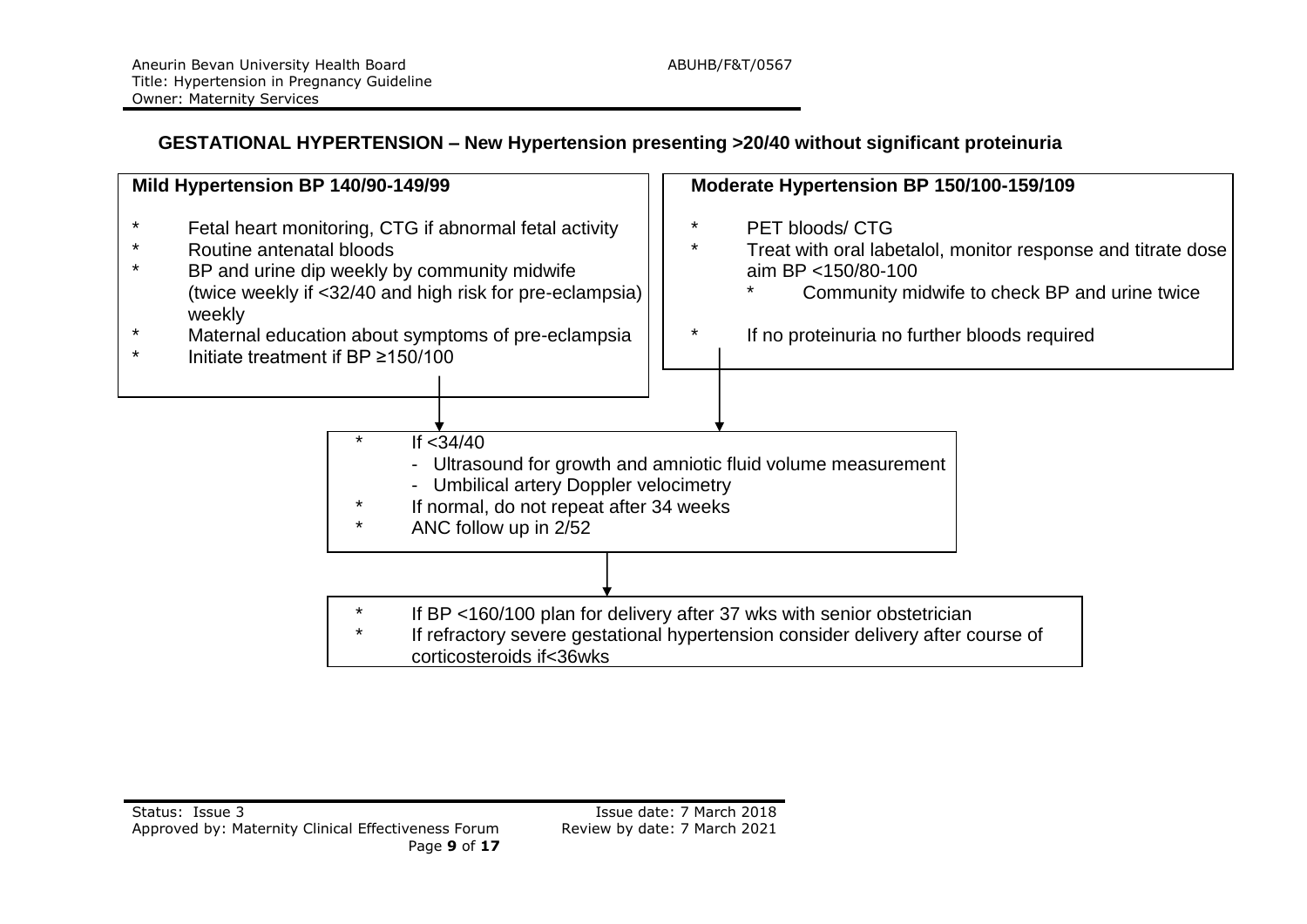## GESTATIONAL HYPERTENSION – New Hypertension presenting >20/40 without significant proteinuria

**Mild Hypertension BP 140/90-149/99**

- Fetal heart monitoring, CTG if abnormal fetal activity
- Routine antenatal bloods
- BP and urine dip weekly by community midwife (twice weekly if <32/40 and high risk for pre-eclampsia) weekly
- Maternal education about symptoms of pre-eclampsia
- Initiate treatment if BP ≥150/100

**Moderate Hypertension BP 150/100-159/109**

- PET bloods/ CTG
- Treat with oral labetalol, monitor response and titrate dose aim BP <150/80-100
  - Community midwife to check BP and urine twice
- If no proteinuria no further bloods required

↓

- If <34/40
  - Ultrasound for growth and amniotic fluid volume measurement
  - Umbilical artery Doppler velocimetry
- If normal, do not repeat after 34 weeks
- ANC follow up in 2/52

↓

- If BP <160/100 plan for delivery after 37 wks with senior obstetrician
- If refractory severe gestational hypertension consider delivery after course of corticosteroids if<36wks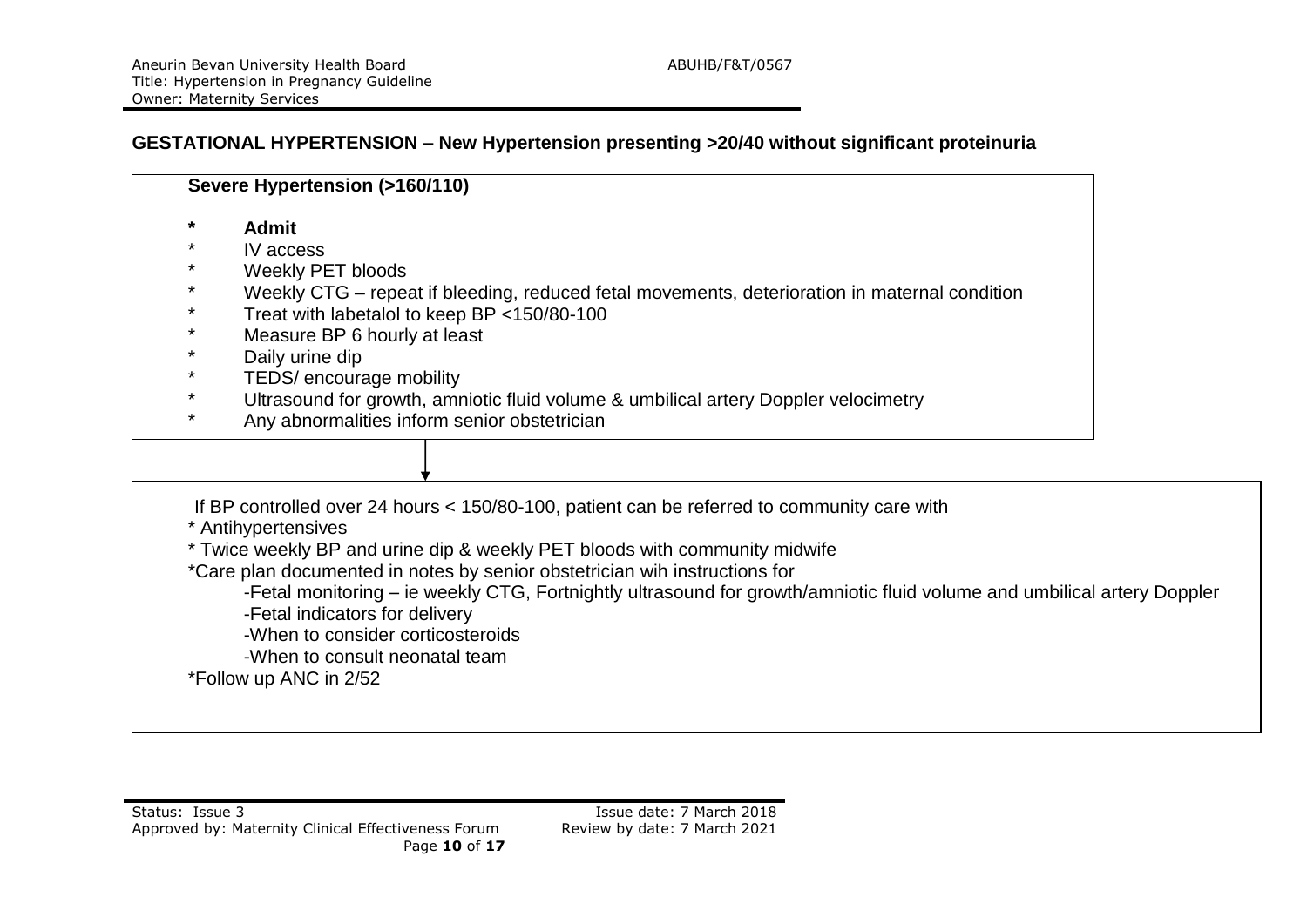## GESTATIONAL HYPERTENSION – New Hypertension presenting >20/40 without significant proteinuria

**Severe Hypertension (>160/110)**

- **Admit**
- IV access
- Weekly PET bloods
- Weekly CTG – repeat if bleeding, reduced fetal movements, deterioration in maternal condition
- Treat with labetalol to keep BP <150/80-100
- Measure BP 6 hourly at least
- Daily urine dip
- TEDS/ encourage mobility
- Ultrasound for growth, amniotic fluid volume & umbilical artery Doppler velocimetry
- Any abnormalities inform senior obstetrician

↓

If BP controlled over 24 hours < 150/80-100, patient can be referred to community care with

- Antihypertensives
- Twice weekly BP and urine dip & weekly PET bloods with community midwife
- Care plan documented in notes by senior obstetrician wih instructions for
  - Fetal monitoring – ie weekly CTG, Fortnightly ultrasound for growth/amniotic fluid volume and umbilical artery Doppler
  - Fetal indicators for delivery
  - When to consider corticosteroids
  - When to consult neonatal team
- Follow up ANC in 2/52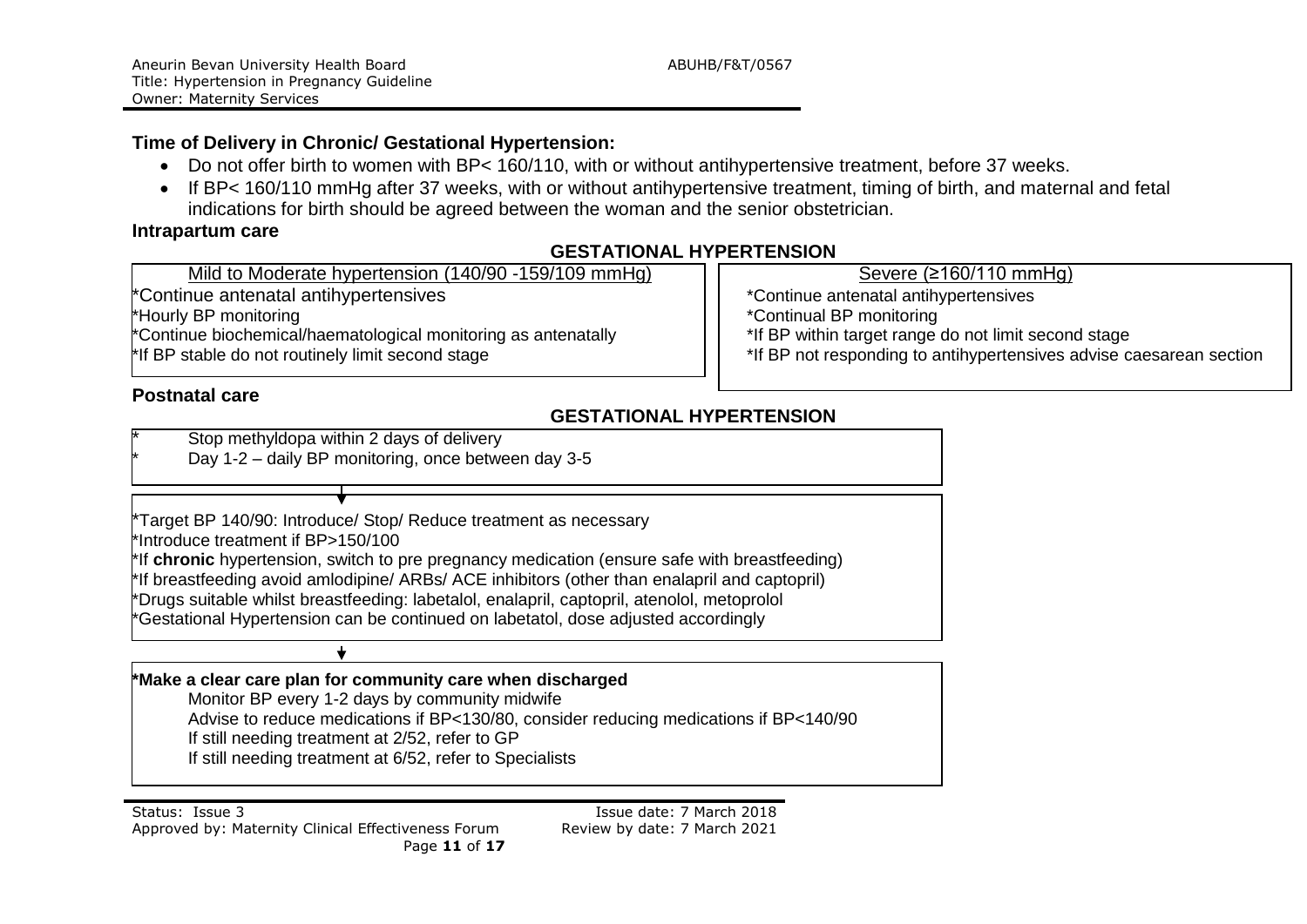**Time of Delivery in Chronic/ Gestational Hypertension:**

- Do not offer birth to women with BP< 160/110, with or without antihypertensive treatment, before 37 weeks.
- If BP< 160/110 mmHg after 37 weeks, with or without antihypertensive treatment, timing of birth, and maternal and fetal indications for birth should be agreed between the woman and the senior obstetrician.

**Intrapartum care**

**GESTATIONAL HYPERTENSION**

| Mild to Moderate hypertension (140/90 -159/109 mmHg) | Severe (≥160/110 mmHg) |
| --- | --- |
| *Continue antenatal antihypertensives<br>*Hourly BP monitoring<br>*Continue biochemical/haematological monitoring as antenatally<br>*If BP stable do not routinely limit second stage | *Continue antenatal antihypertensives<br>*Continual BP monitoring<br>*If BP within target range do not limit second stage<br>*If BP not responding to antihypertensives advise caesarean section |

**Postnatal care**

**GESTATIONAL HYPERTENSION**

\* Stop methyldopa within 2 days of delivery
\* Day 1-2 – daily BP monitoring, once between day 3-5

↓

*Target BP 140/90: Introduce/ Stop/ Reduce treatment as necessary
*Introduce treatment if BP>150/100
*If **chronic** hypertension, switch to pre pregnancy medication (ensure safe with breastfeeding)
*If breastfeeding avoid amlodipine/ ARBs/ ACE inhibitors (other than enalapril and captopril)
*Drugs suitable whilst breastfeeding: labetalol, enalapril, captopril, atenolol, metoprolol
*Gestational Hypertension can be continued on labetatol, dose adjusted accordingly

↓

**\*Make a clear care plan for community care when discharged**

Monitor BP every 1-2 days by community midwife
Advise to reduce medications if BP<130/80, consider reducing medications if BP<140/90
If still needing treatment at 2/52, refer to GP
If still needing treatment at 6/52, refer to Specialists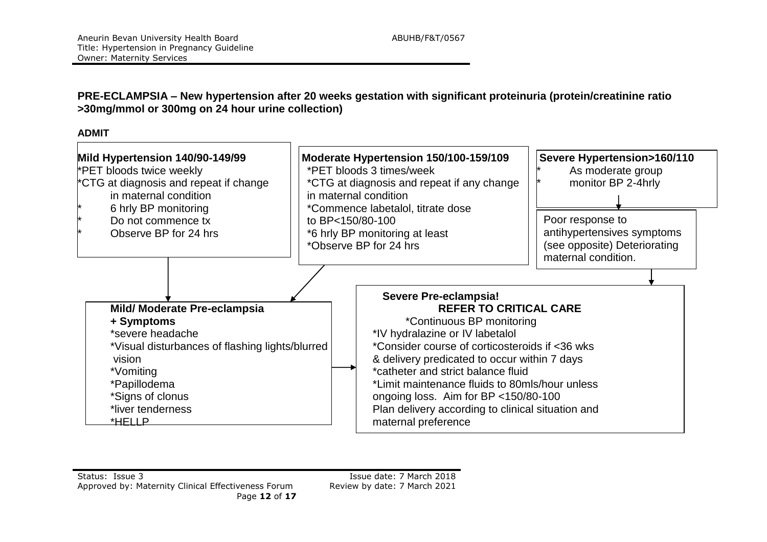## PRE-ECLAMPSIA – New hypertension after 20 weeks gestation with significant proteinuria (protein/creatinine ratio >30mg/mmol or 300mg on 24 hour urine collection)

**ADMIT**

**Mild Hypertension 140/90-149/99**

- *PET bloods twice weekly
- *CTG at diagnosis and repeat if change in maternal condition
- 6 hrly BP monitoring
- Do not commence tx
- Observe BP for 24 hrs

→ Mild/ Moderate Pre-eclampsia + Symptoms

**Moderate Hypertension 150/100-159/109**

- *PET bloods 3 times/week
- *CTG at diagnosis and repeat if any change in maternal condition
- *Commence labetalol, titrate dose to BP<150/80-100
- *6 hrly BP monitoring at least
- *Observe BP for 24 hrs

→ Mild/ Moderate Pre-eclampsia + Symptoms

**Severe Hypertension>160/110**

- As moderate group
- monitor BP 2-4hrly

→ Poor response to antihypertensives symptoms (see opposite) Deteriorating maternal condition.

→ Severe Pre-eclampsia!

**Mild/ Moderate Pre-eclampsia + Symptoms**

- *severe headache
- *Visual disturbances of flashing lights/blurred vision
- *Vomiting
- *Papillodema
- *Signs of clonus
- *liver tenderness
- *HELLP

→ Severe Pre-eclampsia!

**Severe Pre-eclampsia!**
**REFER TO CRITICAL CARE**

- *Continuous BP monitoring
- *IV hydralazine or IV labetalol
- *Consider course of corticosteroids if <36 wks & delivery predicated to occur within 7 days
- *catheter and strict balance fluid
- *Limit maintenance fluids to 80mls/hour unless ongoing loss. Aim for BP <150/80-100
- Plan delivery according to clinical situation and maternal preference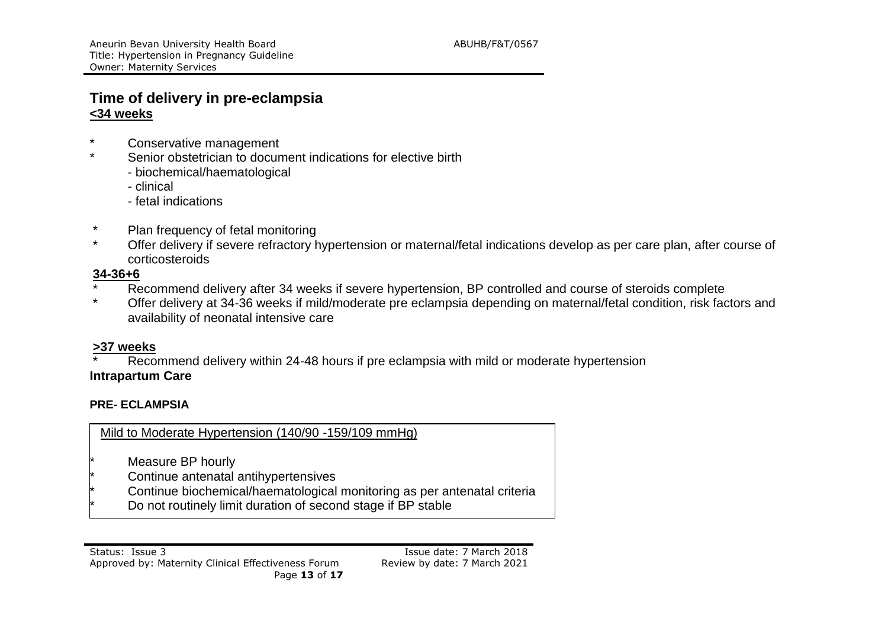## Time of delivery in pre-eclampsia

**<34 weeks**

- Conservative management
- Senior obstetrician to document indications for elective birth
  - biochemical/haematological
  - clinical
  - fetal indications
- Plan frequency of fetal monitoring
- Offer delivery if severe refractory hypertension or maternal/fetal indications develop as per care plan, after course of corticosteroids

**34-36+6**

- Recommend delivery after 34 weeks if severe hypertension, BP controlled and course of steroids complete
- Offer delivery at 34-36 weeks if mild/moderate pre eclampsia depending on maternal/fetal condition, risk factors and availability of neonatal intensive care

**>37 weeks**

- Recommend delivery within 24-48 hours if pre eclampsia with mild or moderate hypertension

**Intrapartum Care**

**PRE- ECLAMPSIA**

Mild to Moderate Hypertension (140/90 -159/109 mmHg)

- Measure BP hourly
- Continue antenatal antihypertensives
- Continue biochemical/haematological monitoring as per antenatal criteria
- Do not routinely limit duration of second stage if BP stable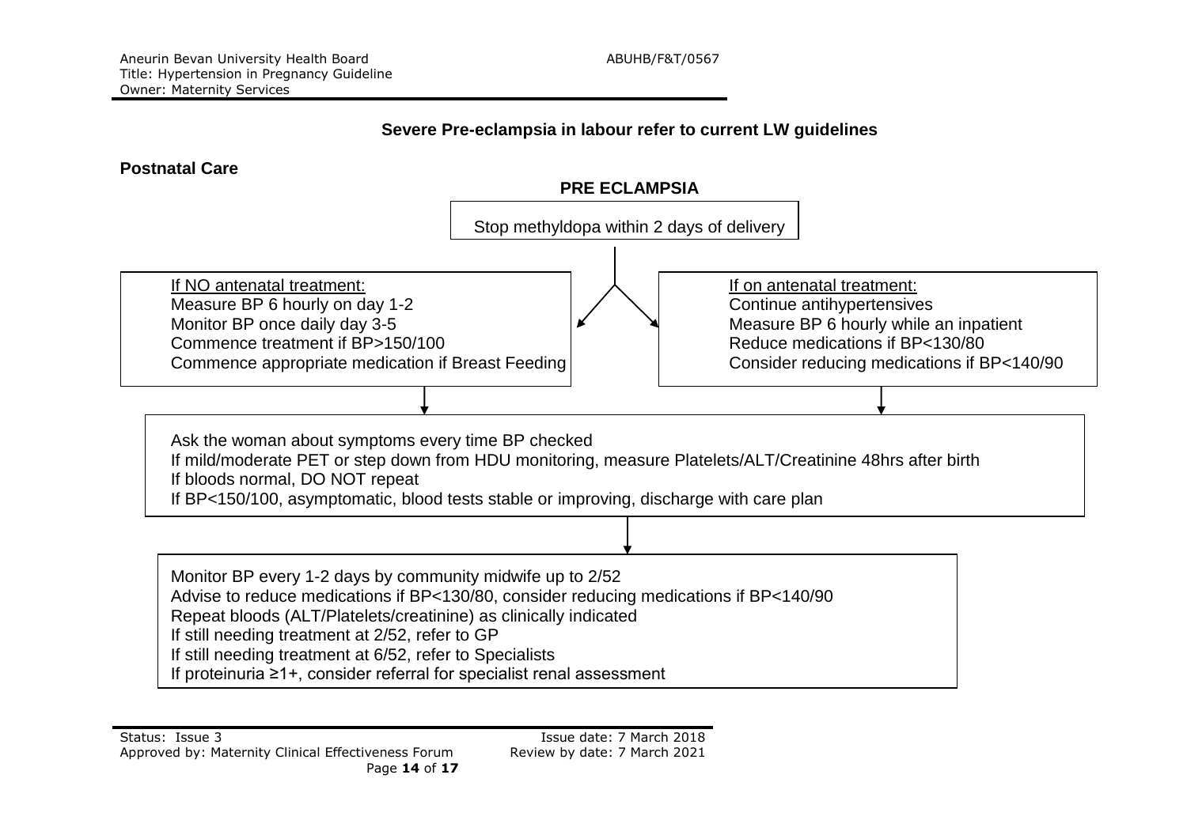**Severe Pre-eclampsia in labour refer to current LW guidelines**

**Postnatal Care**

**PRE ECLAMPSIA**

Stop methyldopa within 2 days of delivery

If NO antenatal treatment:
Measure BP 6 hourly on day 1-2
Monitor BP once daily day 3-5
Commence treatment if BP>150/100
Commence appropriate medication if Breast Feeding

If on antenatal treatment:
Continue antihypertensives
Measure BP 6 hourly while an inpatient
Reduce medications if BP<130/80
Consider reducing medications if BP<140/90

Ask the woman about symptoms every time BP checked
If mild/moderate PET or step down from HDU monitoring, measure Platelets/ALT/Creatinine 48hrs after birth
If bloods normal, DO NOT repeat
If BP<150/100, asymptomatic, blood tests stable or improving, discharge with care plan

Monitor BP every 1-2 days by community midwife up to 2/52
Advise to reduce medications if BP<130/80, consider reducing medications if BP<140/90
Repeat bloods (ALT/Platelets/creatinine) as clinically indicated
If still needing treatment at 2/52, refer to GP
If still needing treatment at 6/52, refer to Specialists
If proteinuria ≥1+, consider referral for specialist renal assessment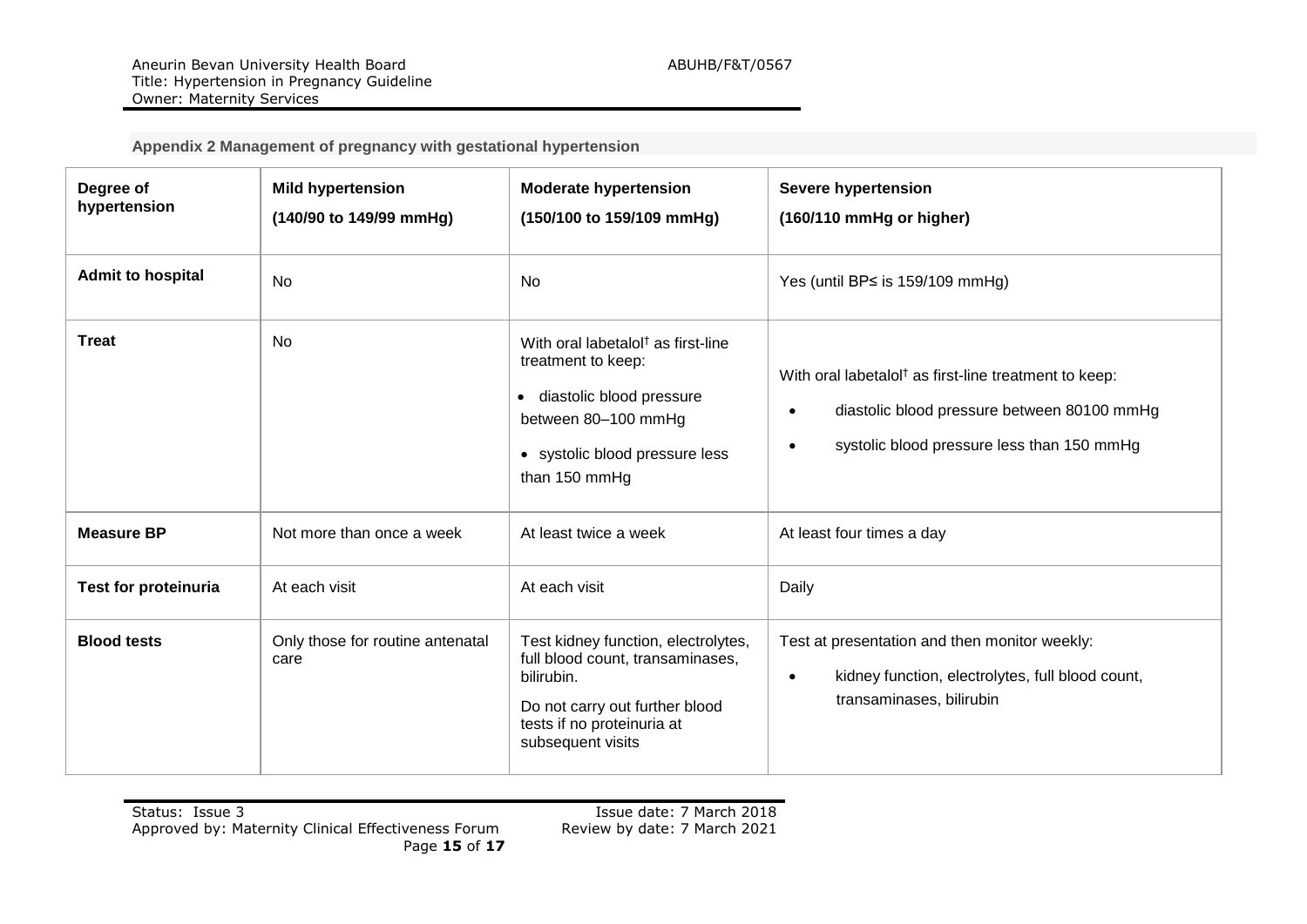### Appendix 2 Management of pregnancy with gestational hypertension

| Degree of hypertension | Mild hypertension (140/90 to 149/99 mmHg) | Moderate hypertension (150/100 to 159/109 mmHg) | Severe hypertension (160/110 mmHg or higher) |
|---|---|---|---|
| **Admit to hospital** | No | No | Yes (until BP≤ is 159/109 mmHg) |
| **Treat** | No | With oral labetalol† as first-line treatment to keep: <br>• diastolic blood pressure between 80–100 mmHg <br>• systolic blood pressure less than 150 mmHg | With oral labetalol† as first-line treatment to keep: <br>• diastolic blood pressure between 80100 mmHg <br>• systolic blood pressure less than 150 mmHg |
| **Measure BP** | Not more than once a week | At least twice a week | At least four times a day |
| **Test for proteinuria** | At each visit | At each visit | Daily |
| **Blood tests** | Only those for routine antenatal care | Test kidney function, electrolytes, full blood count, transaminases, bilirubin. <br>Do not carry out further blood tests if no proteinuria at subsequent visits | Test at presentation and then monitor weekly: <br>• kidney function, electrolytes, full blood count, transaminases, bilirubin |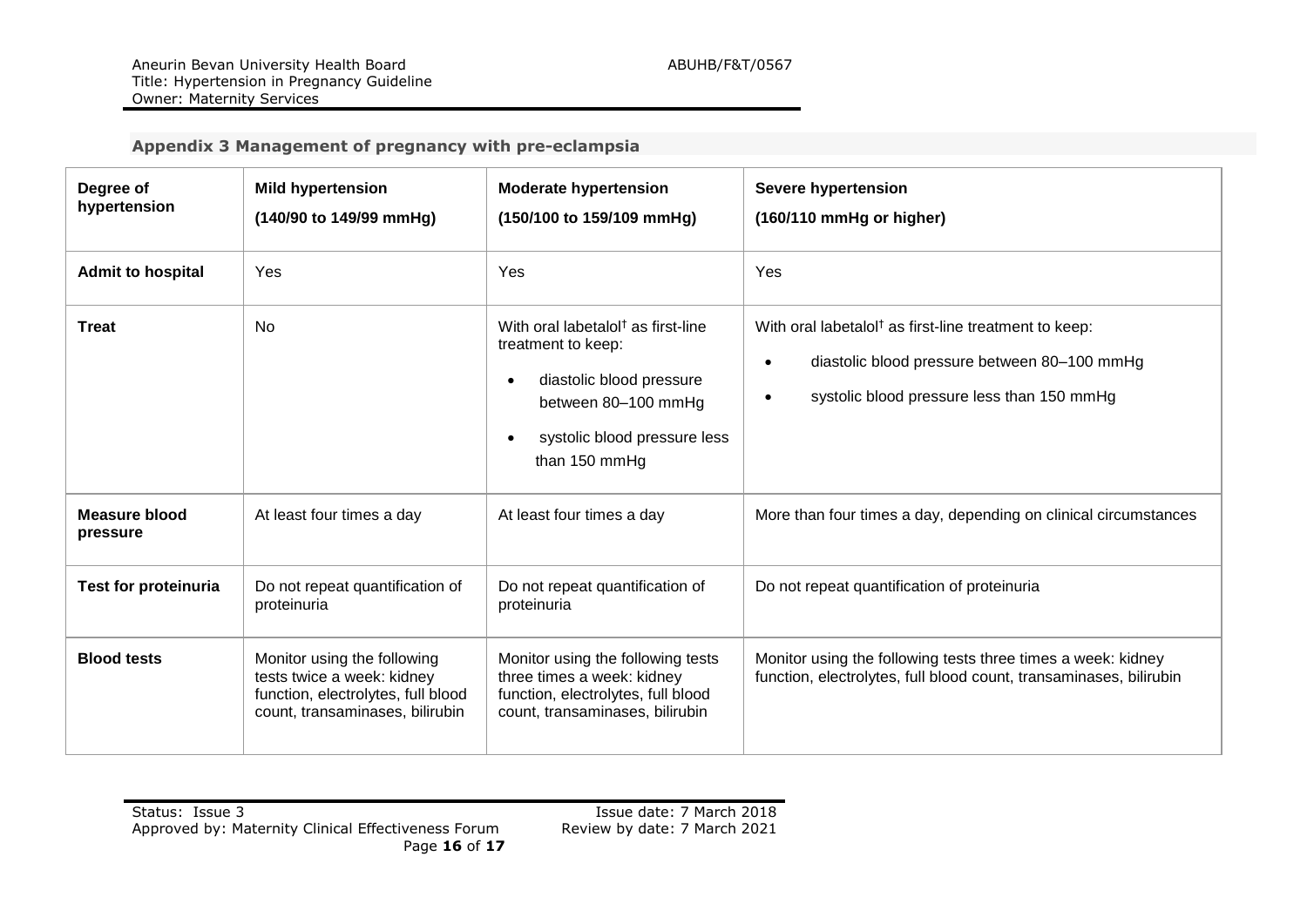## Appendix 3 Management of pregnancy with pre-eclampsia

| Degree of hypertension | Mild hypertension (140/90 to 149/99 mmHg) | Moderate hypertension (150/100 to 159/109 mmHg) | Severe hypertension (160/110 mmHg or higher) |
|---|---|---|---|
| **Admit to hospital** | Yes | Yes | Yes |
| **Treat** | No | With oral labetalol† as first-line treatment to keep: <br>• diastolic blood pressure between 80–100 mmHg <br>• systolic blood pressure less than 150 mmHg | With oral labetalol† as first-line treatment to keep: <br>• diastolic blood pressure between 80–100 mmHg <br>• systolic blood pressure less than 150 mmHg |
| **Measure blood pressure** | At least four times a day | At least four times a day | More than four times a day, depending on clinical circumstances |
| **Test for proteinuria** | Do not repeat quantification of proteinuria | Do not repeat quantification of proteinuria | Do not repeat quantification of proteinuria |
| **Blood tests** | Monitor using the following tests twice a week: kidney function, electrolytes, full blood count, transaminases, bilirubin | Monitor using the following tests three times a week: kidney function, electrolytes, full blood count, transaminases, bilirubin | Monitor using the following tests three times a week: kidney function, electrolytes, full blood count, transaminases, bilirubin |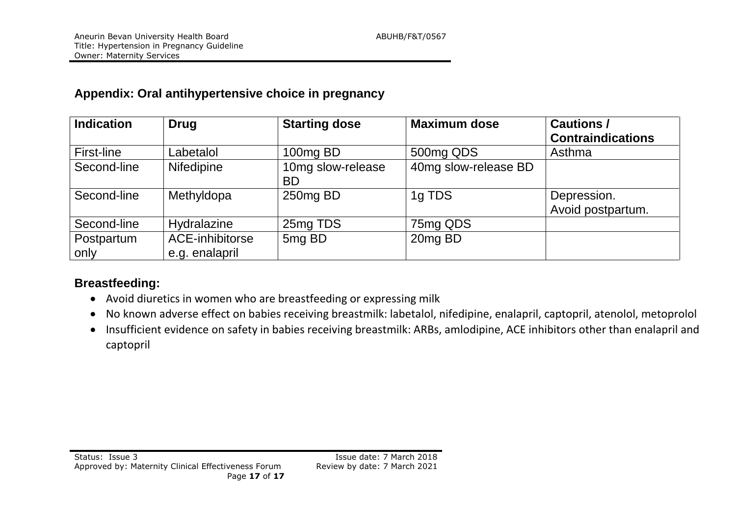## Appendix: Oral antihypertensive choice in pregnancy

| Indication | Drug | Starting dose | Maximum dose | Cautions / Contraindications |
|---|---|---|---|---|
| First-line | Labetalol | 100mg BD | 500mg QDS | Asthma |
| Second-line | Nifedipine | 10mg slow-release BD | 40mg slow-release BD | |
| Second-line | Methyldopa | 250mg BD | 1g TDS | Depression. Avoid postpartum. |
| Second-line | Hydralazine | 25mg TDS | 75mg QDS | |
| Postpartum only | ACE-inhibitorse e.g. enalapril | 5mg BD | 20mg BD | |

### Breastfeeding:

- Avoid diuretics in women who are breastfeeding or expressing milk
- No known adverse effect on babies receiving breastmilk: labetalol, nifedipine, enalapril, captopril, atenolol, metoprolol
- Insufficient evidence on safety in babies receiving breastmilk: ARBs, amlodipine, ACE inhibitors other than enalapril and captopril